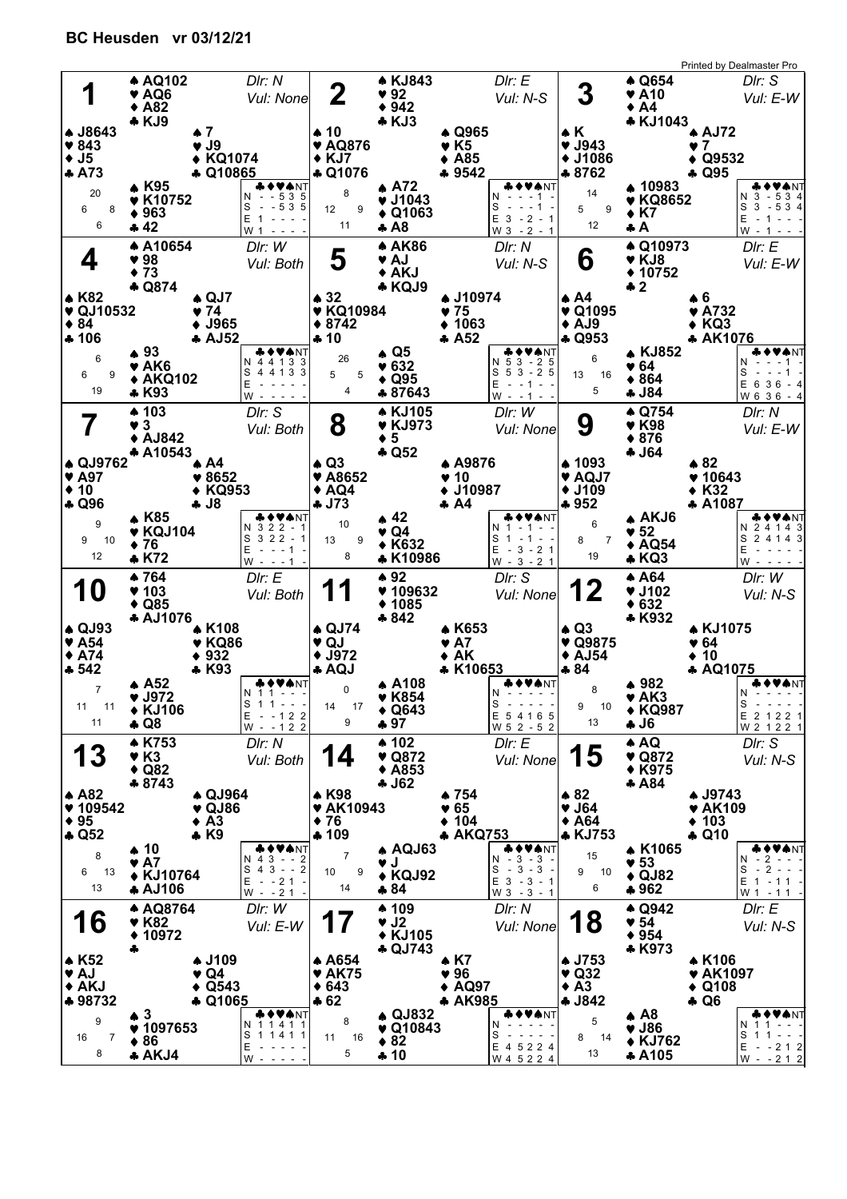# BC Heusden vr 03/12/21

Printed by Dealmaster Pro

## Board 1
Dlr: N — Vul: None

| | Hand |
|---|---|
| North | ♠ AQ102 ♥ AQ6 ♦ A82 ♣ KJ9 |
| West | ♠ J8643 ♥ 843 ♦ J5 ♣ A73 |
| East | ♠ 7 ♥ J9 ♦ KQ1074 ♣ Q10865 |
| South | ♠ K95 ♥ K10752 ♦ 963 ♣ 42 |

HCP: N 20, W 6, E 8, S 6

| | ♣ | ♦ | ♥ | ♠ | NT |
|---|---|---|---|---|---|
| N | - | - | 5 | 3 | 5 |
| S | - | - | 5 | 3 | 5 |
| E | 1 | - | - | - | - |
| W | 1 | - | - | - | - |

## Board 2
Dlr: E — Vul: N-S

| | Hand |
|---|---|
| North | ♠ KJ843 ♥ 92 ♦ 942 ♣ KJ3 |
| West | ♠ 10 ♥ AQ876 ♦ KJ7 ♣ Q1076 |
| East | ♠ Q965 ♥ K5 ♦ A85 ♣ 9542 |
| South | ♠ A72 ♥ J1043 ♦ Q1063 ♣ A8 |

HCP: N 8, W 12, E 9, S 11

| | ♣ | ♦ | ♥ | ♠ | NT |
|---|---|---|---|---|---|
| N | - | - | - | 1 | - |
| S | - | - | - | 1 | - |
| E | 3 | - | 2 | - | 1 |
| W | 3 | - | 2 | - | 1 |

## Board 3
Dlr: S — Vul: E-W

| | Hand |
|---|---|
| North | ♠ Q654 ♥ A10 ♦ A4 ♣ KJ1043 |
| West | ♠ K ♥ J943 ♦ J1086 ♣ 8762 |
| East | ♠ AJ72 ♥ 7 ♦ Q9532 ♣ Q95 |
| South | ♠ 10983 ♥ KQ8652 ♦ K7 ♣ A |

HCP: N 14, W 5, E 9, S 12

| | ♣ | ♦ | ♥ | ♠ | NT |
|---|---|---|---|---|---|
| N | 3 | - | 5 | 3 | 4 |
| S | 3 | - | 5 | 3 | 4 |
| E | - | 1 | - | - | - |
| W | - | 1 | - | - | - |

## Board 4
Dlr: W — Vul: Both

| | Hand |
|---|---|
| North | ♠ A10654 ♥ 98 ♦ 73 ♣ Q874 |
| West | ♠ K82 ♥ QJ10532 ♦ 84 ♣ 106 |
| East | ♠ QJ7 ♥ 74 ♦ J965 ♣ AJ52 |
| South | ♠ 93 ♥ AK6 ♦ AKQ102 ♣ K93 |

HCP: N 6, W 6, E 9, S 19

| | ♣ | ♦ | ♥ | ♠ | NT |
|---|---|---|---|---|---|
| N | 4 | 4 | 1 | 3 | 3 |
| S | 4 | 4 | 1 | 3 | 3 |
| E | - | - | - | - | - |
| W | - | - | - | - | - |

## Board 5
Dlr: N — Vul: N-S

| | Hand |
|---|---|
| North | ♠ AK86 ♥ AJ ♦ AKJ ♣ KQJ9 |
| West | ♠ 32 ♥ KQ10984 ♦ 8742 ♣ 10 |
| East | ♠ J10974 ♥ 75 ♦ 1063 ♣ A52 |
| South | ♠ Q5 ♥ 632 ♦ Q95 ♣ 87643 |

HCP: N 26, W 5, E 5, S 4

| | ♣ | ♦ | ♥ | ♠ | NT |
|---|---|---|---|---|---|
| N | 5 | 3 | - | 2 | 5 |
| S | 5 | 3 | - | 2 | 5 |
| E | - | - | 1 | - | - |
| W | - | - | 1 | - | - |

## Board 6
Dlr: E — Vul: E-W

| | Hand |
|---|---|
| North | ♠ Q10973 ♥ KJ8 ♦ 10752 ♣ 2 |
| West | ♠ A4 ♥ Q1095 ♦ AJ9 ♣ Q953 |
| East | ♠ 6 ♥ A732 ♦ KQ3 ♣ AK1076 |
| South | ♠ KJ852 ♥ 64 ♦ 864 ♣ J84 |

HCP: N 6, W 13, E 16, S 5

| | ♣ | ♦ | ♥ | ♠ | NT |
|---|---|---|---|---|---|
| N | - | - | - | 1 | - |
| S | - | - | - | 1 | - |
| E | 6 | 3 | 6 | - | 4 |
| W | 6 | 3 | 6 | - | 4 |

## Board 7
Dlr: S — Vul: Both

| | Hand |
|---|---|
| North | ♠ 103 ♥ 3 ♦ AJ842 ♣ A10543 |
| West | ♠ QJ9762 ♥ A97 ♦ 10 ♣ Q96 |
| East | ♠ A4 ♥ 8652 ♦ KQ953 ♣ J8 |
| South | ♠ K85 ♥ KQJ104 ♦ 76 ♣ K72 |

HCP: N 9, W 9, E 10, S 12

| | ♣ | ♦ | ♥ | ♠ | NT |
|---|---|---|---|---|---|
| N | 3 | 2 | 2 | - | 1 |
| S | 3 | 2 | 2 | - | 1 |
| E | - | - | - | 1 | - |
| W | - | - | - | 1 | - |

## Board 8
Dlr: W — Vul: None

| | Hand |
|---|---|
| North | ♠ KJ105 ♥ KJ973 ♦ 5 ♣ Q52 |
| West | ♠ Q3 ♥ A8652 ♦ AQ4 ♣ J73 |
| East | ♠ A9876 ♥ 10 ♦ J10987 ♣ A4 |
| South | ♠ 42 ♥ Q4 ♦ K632 ♣ K10986 |

HCP: N 10, W 13, E 9, S 8

| | ♣ | ♦ | ♥ | ♠ | NT |
|---|---|---|---|---|---|
| N | 1 | - | 1 | - | - |
| S | 1 | - | 1 | - | - |
| E | - | 3 | - | 2 | 1 |
| W | - | 3 | - | 2 | 1 |

## Board 9
Dlr: N — Vul: E-W

| | Hand |
|---|---|
| North | ♠ Q754 ♥ K98 ♦ 876 ♣ J64 |
| West | ♠ 1093 ♥ AQJ7 ♦ J109 ♣ 952 |
| East | ♠ 82 ♥ 10643 ♦ K32 ♣ A1087 |
| South | ♠ AKJ6 ♥ 52 ♦ AQ54 ♣ KQ3 |

HCP: N 6, W 8, E 7, S 19

| | ♣ | ♦ | ♥ | ♠ | NT |
|---|---|---|---|---|---|
| N | 2 | 4 | 1 | 4 | 3 |
| S | 2 | 4 | 1 | 4 | 3 |
| E | - | - | - | - | - |
| W | - | - | - | - | - |

## Board 10
Dlr: E — Vul: Both

| | Hand |
|---|---|
| North | ♠ 764 ♥ 103 ♦ Q85 ♣ AJ1076 |
| West | ♠ QJ93 ♥ A54 ♦ A74 ♣ 542 |
| East | ♠ K108 ♥ KQ86 ♦ 932 ♣ K93 |
| South | ♠ A52 ♥ J972 ♦ KJ106 ♣ Q8 |

HCP: N 7, W 11, E 11, S 11

| | ♣ | ♦ | ♥ | ♠ | NT |
|---|---|---|---|---|---|
| N | 1 | 1 | - | - | - |
| S | 1 | 1 | - | - | - |
| E | - | - | 1 | 2 | 2 |
| W | - | - | 1 | 2 | 2 |

## Board 11
Dlr: S — Vul: None

| | Hand |
|---|---|
| North | ♠ 92 ♥ 109632 ♦ 1085 ♣ 842 |
| West | ♠ QJ74 ♥ QJ ♦ J972 ♣ AQJ |
| East | ♠ K653 ♥ A7 ♦ AK ♣ K10653 |
| South | ♠ A108 ♥ K854 ♦ Q643 ♣ 97 |

HCP: N 0, W 14, E 17, S 9

| | ♣ | ♦ | ♥ | ♠ | NT |
|---|---|---|---|---|---|
| N | - | - | - | - | - |
| S | - | - | - | - | - |
| E | 5 | 4 | 1 | 6 | 5 |
| W | 5 | 2 | - | 5 | 2 |

## Board 12
Dlr: W — Vul: N-S

| | Hand |
|---|---|
| North | ♠ A64 ♥ J102 ♦ 632 ♣ K932 |
| West | ♠ Q3 ♥ Q9875 ♦ AJ54 ♣ 84 |
| East | ♠ KJ1075 ♥ 64 ♦ 10 ♣ AQ1075 |
| South | ♠ 982 ♥ AK3 ♦ KQ987 ♣ J6 |

HCP: N 8, W 9, E 10, S 13

| | ♣ | ♦ | ♥ | ♠ | NT |
|---|---|---|---|---|---|
| N | - | 2 | - | - | - |
| S | - | 2 | - | - | - |
| E | 2 | 1 | 2 | 2 | 1 |
| W | 2 | 1 | 2 | 2 | 1 |

## Board 13
Dlr: N — Vul: Both

| | Hand |
|---|---|
| North | ♠ K753 ♥ K3 ♦ Q82 ♣ 8743 |
| West | ♠ A82 ♥ 109542 ♦ 95 ♣ Q52 |
| East | ♠ QJ964 ♥ QJ86 ♦ A3 ♣ K9 |
| South | ♠ 10 ♥ A7 ♦ KJ10764 ♣ AJ106 |

HCP: N 8, W 6, E 13, S 13

| | ♣ | ♦ | ♥ | ♠ | NT |
|---|---|---|---|---|---|
| N | 4 | 3 | - | - | 2 |
| S | 4 | 3 | - | - | 2 |
| E | - | - | 2 | 1 | - |
| W | - | - | 2 | 1 | - |

## Board 14
Dlr: E — Vul: None

| | Hand |
|---|---|
| North | ♠ 102 ♥ Q872 ♦ A853 ♣ J62 |
| West | ♠ K98 ♥ AK10943 ♦ 76 ♣ 109 |
| East | ♠ 754 ♥ 65 ♦ 104 ♣ AKQ753 |
| South | ♠ AQJ63 ♥ J ♦ KQJ92 ♣ 84 |

HCP: N 7, W 10, E 9, S 14

| | ♣ | ♦ | ♥ | ♠ | NT |
|---|---|---|---|---|---|
| N | - | 3 | - | 3 | - |
| S | - | 3 | - | 3 | - |
| E | 3 | - | 3 | - | 1 |
| W | 3 | - | 3 | - | 1 |

## Board 15
Dlr: S — Vul: N-S

| | Hand |
|---|---|
| North | ♠ AQ ♥ Q872 ♦ K975 ♣ A84 |
| West | ♠ 82 ♥ J64 ♦ A64 ♣ KJ753 |
| East | ♠ J9743 ♥ AK109 ♦ 103 ♣ Q10 |
| South | ♠ K1065 ♥ 53 ♦ QJ82 ♣ 962 |

HCP: N 15, W 9, E 10, S 6

| | ♣ | ♦ | ♥ | ♠ | NT |
|---|---|---|---|---|---|
| N | - | 2 | - | - | - |
| S | - | 2 | - | - | - |
| E | 1 | - | 1 | 1 | - |
| W | 1 | - | 1 | 1 | - |

## Board 16
Dlr: W — Vul: E-W

| | Hand |
|---|---|
| North | ♠ AQ8764 ♥ K82 ♦ 10972 ♣ — |
| West | ♠ K52 ♥ AJ ♦ AKJ ♣ 98732 |
| East | ♠ J109 ♥ Q4 ♦ Q543 ♣ Q1065 |
| South | ♠ 3 ♥ 1097653 ♦ 86 ♣ AKJ4 |

HCP: N 9, W 16, E 7, S 8

| | ♣ | ♦ | ♥ | ♠ | NT |
|---|---|---|---|---|---|
| N | 1 | 1 | 4 | 1 | 1 |
| S | 1 | 1 | 4 | 1 | 1 |
| E | - | - | - | - | - |
| W | - | - | - | - | - |

## Board 17
Dlr: N — Vul: None

| | Hand |
|---|---|
| North | ♠ 109 ♥ J2 ♦ KJ105 ♣ QJ743 |
| West | ♠ A654 ♥ AK75 ♦ 643 ♣ 62 |
| East | ♠ K7 ♥ 96 ♦ AQ97 ♣ AK985 |
| South | ♠ QJ832 ♥ Q10843 ♦ 82 ♣ 10 |

HCP: N 8, W 11, E 16, S 5

| | ♣ | ♦ | ♥ | ♠ | NT |
|---|---|---|---|---|---|
| N | - | - | - | - | - |
| S | - | - | - | - | - |
| E | 4 | 5 | 2 | 2 | 4 |
| W | 4 | 5 | 2 | 2 | 4 |

## Board 18
Dlr: E — Vul: N-S

| | Hand |
|---|---|
| North | ♠ Q942 ♥ 54 ♦ 954 ♣ K973 |
| West | ♠ J753 ♥ Q32 ♦ A3 ♣ J842 |
| East | ♠ K106 ♥ AK1097 ♦ Q108 ♣ Q6 |
| South | ♠ A8 ♥ J86 ♦ KJ762 ♣ A105 |

HCP: N 5, W 8, E 14, S 13

| | ♣ | ♦ | ♥ | ♠ | NT |
|---|---|---|---|---|---|
| N | 1 | 1 | - | - | - |
| S | 1 | 1 | - | - | - |
| E | - | - | 2 | 1 | 2 |
| W | - | - | 2 | 1 | 2 |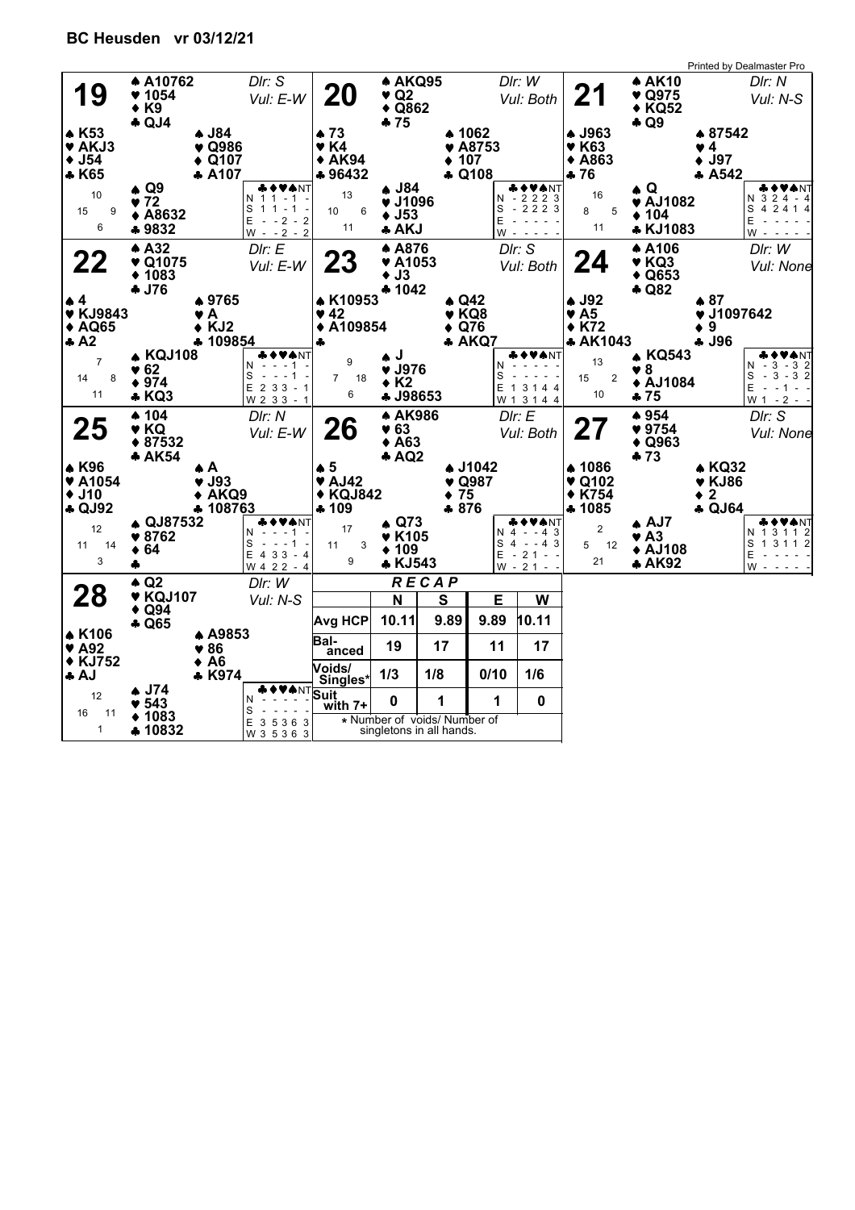## BC Heusden vr 03/12/21

Printed by Dealmaster Pro

### Board 19
Dlr: S
Vul: E-W

North: ♠ A10762 ♥ 1054 ♦ K9 ♣ QJ4

West: ♠ K53 ♥ AKJ3 ♦ J54 ♣ K65

East: ♠ J84 ♥ Q986 ♦ Q107 ♣ A107

South: ♠ Q9 ♥ 72 ♦ A8632 ♣ 9832

HCP: N 10, W 15, E 9, S 6

| | ♣ | ♦ | ♥ | ♠ | NT |
|---|---|---|---|---|---|
| N | 1 | 1 | - | 1 | - |
| S | 1 | 1 | - | 1 | - |
| E | - | - | 2 | - | 2 |
| W | - | - | 2 | - | 2 |

### Board 20
Dlr: W
Vul: Both

North: ♠ AKQ95 ♥ Q2 ♦ Q862 ♣ 75

West: ♠ 73 ♥ K4 ♦ AK94 ♣ 96432

East: ♠ 1062 ♥ A8753 ♦ 107 ♣ Q108

South: ♠ J84 ♥ J1096 ♦ J53 ♣ AKJ

HCP: N 13, W 10, E 6, S 11

| | ♣ | ♦ | ♥ | ♠ | NT |
|---|---|---|---|---|---|
| N | - | 2 | 2 | 2 | 3 |
| S | - | 2 | 2 | 2 | 3 |
| E | - | - | - | - | - |
| W | - | - | - | - | - |

### Board 21
Dlr: N
Vul: N-S

North: ♠ AK10 ♥ Q975 ♦ KQ52 ♣ Q9

West: ♠ J963 ♥ K63 ♦ A863 ♣ 76

East: ♠ 87542 ♥ 4 ♦ J97 ♣ A542

South: ♠ Q ♥ AJ1082 ♦ 104 ♣ KJ1083

HCP: N 16, W 8, E 5, S 11

| | ♣ | ♦ | ♥ | ♠ | NT |
|---|---|---|---|---|---|
| N | 3 | 2 | 4 | - | 4 |
| S | 4 | 2 | 4 | 1 | 4 |
| E | - | - | - | - | - |
| W | - | - | - | - | - |

### Board 22
Dlr: E
Vul: E-W

North: ♠ A32 ♥ Q1075 ♦ 1083 ♣ J76

West: ♠ 4 ♥ KJ9843 ♦ AQ65 ♣ A2

East: ♠ 9765 ♥ A ♦ KJ2 ♣ 109854

South: ♠ KQJ108 ♥ 62 ♦ 974 ♣ KQ3

HCP: N 7, W 14, E 8, S 11

| | ♣ | ♦ | ♥ | ♠ | NT |
|---|---|---|---|---|---|
| N | - | - | - | 1 | - |
| S | - | - | - | 1 | - |
| E | 2 | 3 | 3 | - | 1 |
| W | 2 | 3 | 3 | - | 1 |

### Board 23
Dlr: S
Vul: Both

North: ♠ A876 ♥ A1053 ♦ J3 ♣ 1042

West: ♠ K10953 ♥ 42 ♦ A109854 ♣

East: ♠ Q42 ♥ KQ8 ♦ Q76 ♣ AKQ7

South: ♠ J ♥ J976 ♦ K2 ♣ J98653

HCP: N 9, W 7, E 18, S 6

| | ♣ | ♦ | ♥ | ♠ | NT |
|---|---|---|---|---|---|
| N | - | - | - | - | - |
| S | - | - | - | - | - |
| E | 1 | 3 | 1 | 4 | 4 |
| W | 1 | 3 | 1 | 4 | 4 |

### Board 24
Dlr: W
Vul: None

North: ♠ A106 ♥ KQ3 ♦ Q653 ♣ Q82

West: ♠ J92 ♥ A5 ♦ K72 ♣ AK1043

East: ♠ 87 ♥ J1097642 ♦ 9 ♣ J96

South: ♠ KQ543 ♥ 8 ♦ AJ1084 ♣ 75

HCP: N 13, W 15, E 2, S 10

| | ♣ | ♦ | ♥ | ♠ | NT |
|---|---|---|---|---|---|
| N | - | 3 | - | 3 | 2 |
| S | - | 3 | - | 3 | 2 |
| E | - | - | 1 | - | - |
| W | 1 | - | 2 | - | - |

### Board 25
Dlr: N
Vul: E-W

North: ♠ 104 ♥ KQ ♦ 87532 ♣ AK54

West: ♠ K96 ♥ A1054 ♦ J10 ♣ QJ92

East: ♠ A ♥ J93 ♦ AKQ9 ♣ 108763

South: ♠ QJ87532 ♥ 8762 ♦ 64 ♣

HCP: N 12, W 11, E 14, S 3

| | ♣ | ♦ | ♥ | ♠ | NT |
|---|---|---|---|---|---|
| N | - | - | - | 1 | - |
| S | - | - | - | 1 | - |
| E | 4 | 3 | 3 | - | 4 |
| W | 4 | 2 | 2 | - | 4 |

### Board 26
Dlr: E
Vul: Both

North: ♠ AK986 ♥ 63 ♦ A63 ♣ AQ2

West: ♠ 5 ♥ AJ42 ♦ KQJ842 ♣ 109

East: ♠ J1042 ♥ Q987 ♦ 75 ♣ 876

South: ♠ Q73 ♥ K105 ♦ 109 ♣ KJ543

HCP: N 17, W 11, E 3, S 9

| | ♣ | ♦ | ♥ | ♠ | NT |
|---|---|---|---|---|---|
| N | 4 | - | - | 4 | 3 |
| S | 4 | - | - | 4 | 3 |
| E | - | 2 | 1 | - | - |
| W | - | 2 | 1 | - | - |

### Board 27
Dlr: S
Vul: None

North: ♠ 954 ♥ 9754 ♦ Q963 ♣ 73

West: ♠ 1086 ♥ Q102 ♦ K754 ♣ 1085

East: ♠ KQ32 ♥ KJ86 ♦ 2 ♣ QJ64

South: ♠ AJ7 ♥ A3 ♦ AJ108 ♣ AK92

HCP: N 2, W 5, E 12, S 21

| | ♣ | ♦ | ♥ | ♠ | NT |
|---|---|---|---|---|---|
| N | 1 | 3 | 1 | 1 | 2 |
| S | 1 | 3 | 1 | 1 | 2 |
| E | - | - | - | - | - |
| W | - | - | - | - | - |

### Board 28
Dlr: W
Vul: N-S

North: ♠ Q2 ♥ KQJ107 ♦ Q94 ♣ Q65

West: ♠ K106 ♥ A92 ♦ KJ752 ♣ AJ

East: ♠ A9853 ♥ 86 ♦ A6 ♣ K974

South: ♠ J74 ♥ 543 ♦ 1083 ♣ 10832

HCP: N 12, W 16, E 11, S 1

| | ♣ | ♦ | ♥ | ♠ | NT |
|---|---|---|---|---|---|
| N | - | - | - | - | - |
| S | - | - | - | - | - |
| E | 3 | 5 | 3 | 6 | 3 |
| W | 3 | 5 | 3 | 6 | 3 |

### RECAP

| | N | S | E | W |
|---|---|---|---|---|
| Avg HCP | 10.11 | 9.89 | 9.89 | 10.11 |
| Balanced | 19 | 17 | 11 | 17 |
| Voids/ Singles* | 1/3 | 1/8 | 0/10 | 1/6 |
| Suit with 7+ | 0 | 1 | 1 | 0 |

\* Number of voids/ Number of singletons in all hands.